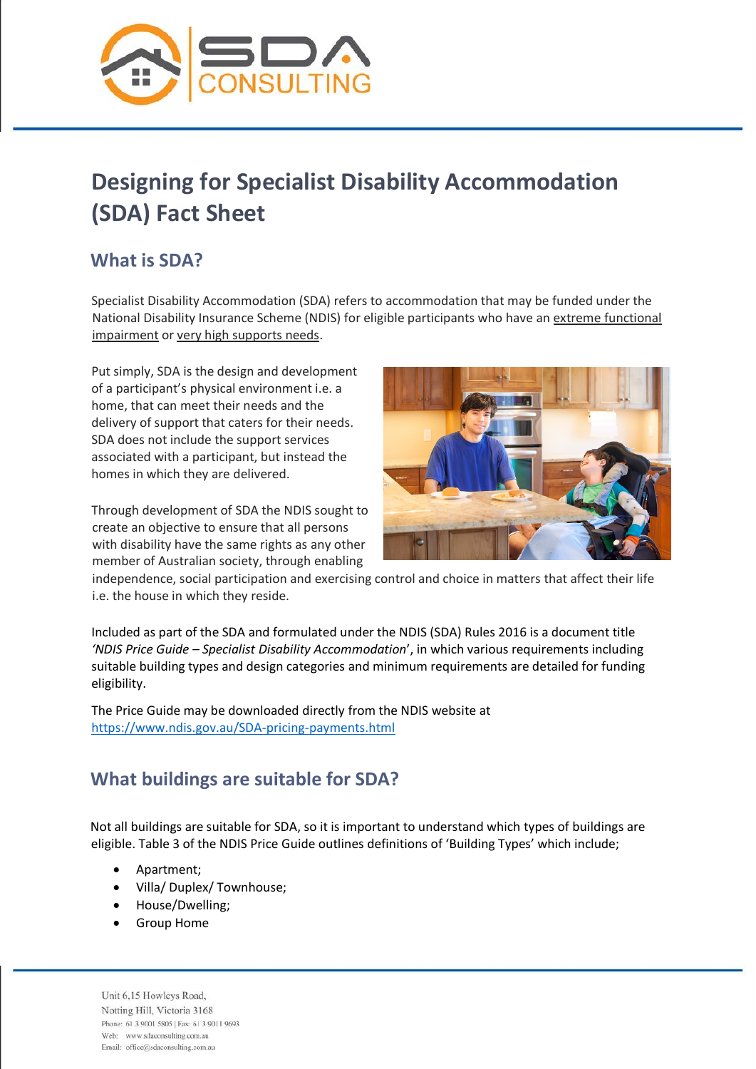# Designing for Specialist Disability Accommodation (SDA) Fact Sheet

## What is SDA?

Specialist Disability Accommodation (SDA) refers to accommodation that may be funded under the National Disability Insurance Scheme (NDIS) for eligible participants who have an extreme functional impairment or very high supports needs.

Put simply, SDA is the design and development of a participant's physical environment i.e. a home, that can meet their needs and the delivery of support that caters for their needs. SDA does not include the support services associated with a participant, but instead the homes in which they are delivered.

Through development of SDA the NDIS sought to create an objective to ensure that all persons with disability have the same rights as any other member of Australian society, through enabling independence, social participation and exercising control and choice in matters that affect their life i.e. the house in which they reside.

Included as part of the SDA and formulated under the NDIS (SDA) Rules 2016 is a document title *'NDIS Price Guide – Specialist Disability Accommodation'*, in which various requirements including suitable building types and design categories and minimum requirements are detailed for funding eligibility.

The Price Guide may be downloaded directly from the NDIS website at https://www.ndis.gov.au/SDA-pricing-payments.html

## What buildings are suitable for SDA?

Not all buildings are suitable for SDA, so it is important to understand which types of buildings are eligible. Table 3 of the NDIS Price Guide outlines definitions of 'Building Types' which include;

- Apartment;
- Villa/ Duplex/ Townhouse;
- House/Dwelling;
- Group Home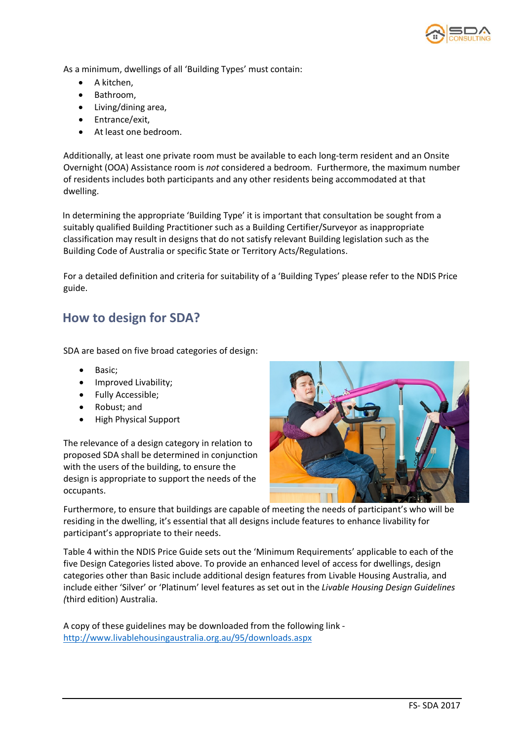As a minimum, dwellings of all 'Building Types' must contain:

- A kitchen,
- Bathroom,
- Living/dining area,
- Entrance/exit,
- At least one bedroom.

Additionally, at least one private room must be available to each long-term resident and an Onsite Overnight (OOA) Assistance room is *not* considered a bedroom. Furthermore, the maximum number of residents includes both participants and any other residents being accommodated at that dwelling.

In determining the appropriate 'Building Type' it is important that consultation be sought from a suitably qualified Building Practitioner such as a Building Certifier/Surveyor as inappropriate classification may result in designs that do not satisfy relevant Building legislation such as the Building Code of Australia or specific State or Territory Acts/Regulations.

For a detailed definition and criteria for suitability of a 'Building Types' please refer to the NDIS Price guide.

## How to design for SDA?

SDA are based on five broad categories of design:

- Basic;
- Improved Livability;
- Fully Accessible;
- Robust; and
- High Physical Support

The relevance of a design category in relation to proposed SDA shall be determined in conjunction with the users of the building, to ensure the design is appropriate to support the needs of the occupants.

Furthermore, to ensure that buildings are capable of meeting the needs of participant's who will be residing in the dwelling, it's essential that all designs include features to enhance livability for participant's appropriate to their needs.

Table 4 within the NDIS Price Guide sets out the 'Minimum Requirements' applicable to each of the five Design Categories listed above. To provide an enhanced level of access for dwellings, design categories other than Basic include additional design features from Livable Housing Australia, and include either 'Silver' or 'Platinum' level features as set out in the *Livable Housing Design Guidelines (*third edition) Australia.

A copy of these guidelines may be downloaded from the following link - [http://www.livablehousingaustralia.org.au/95/downloads.aspx](http://www.livablehousingaustralia.org.au/95/downloads.aspx)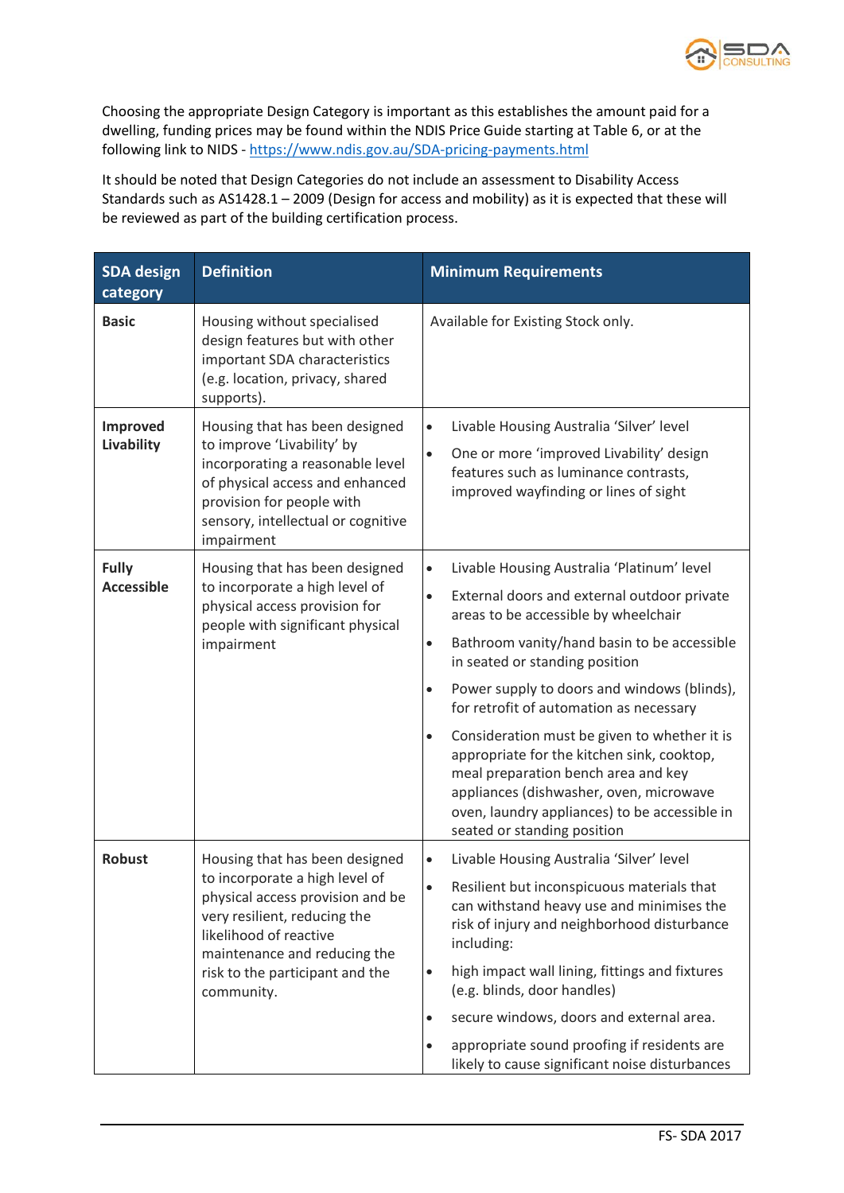Choosing the appropriate Design Category is important as this establishes the amount paid for a dwelling, funding prices may be found within the NDIS Price Guide starting at Table 6, or at the following link to NIDS - [https://www.ndis.gov.au/SDA-pricing-payments.html](https://www.ndis.gov.au/SDA-pricing-payments.html)

It should be noted that Design Categories do not include an assessment to Disability Access Standards such as AS1428.1 – 2009 (Design for access and mobility) as it is expected that these will be reviewed as part of the building certification process.

| SDA design category | Definition | Minimum Requirements |
|---|---|---|
| **Basic** | Housing without specialised design features but with other important SDA characteristics (e.g. location, privacy, shared supports). | Available for Existing Stock only. |
| **Improved Livability** | Housing that has been designed to improve 'Livability' by incorporating a reasonable level of physical access and enhanced provision for people with sensory, intellectual or cognitive impairment | • Livable Housing Australia 'Silver' level<br>• One or more 'improved Livability' design features such as luminance contrasts, improved wayfinding or lines of sight |
| **Fully Accessible** | Housing that has been designed to incorporate a high level of physical access provision for people with significant physical impairment | • Livable Housing Australia 'Platinum' level<br>• External doors and external outdoor private areas to be accessible by wheelchair<br>• Bathroom vanity/hand basin to be accessible in seated or standing position<br>• Power supply to doors and windows (blinds), for retrofit of automation as necessary<br>• Consideration must be given to whether it is appropriate for the kitchen sink, cooktop, meal preparation bench area and key appliances (dishwasher, oven, microwave oven, laundry appliances) to be accessible in seated or standing position |
| **Robust** | Housing that has been designed to incorporate a high level of physical access provision and be very resilient, reducing the likelihood of reactive maintenance and reducing the risk to the participant and the community. | • Livable Housing Australia 'Silver' level<br>• Resilient but inconspicuous materials that can withstand heavy use and minimises the risk of injury and neighborhood disturbance including:<br>• high impact wall lining, fittings and fixtures (e.g. blinds, door handles)<br>• secure windows, doors and external area.<br>• appropriate sound proofing if residents are likely to cause significant noise disturbances |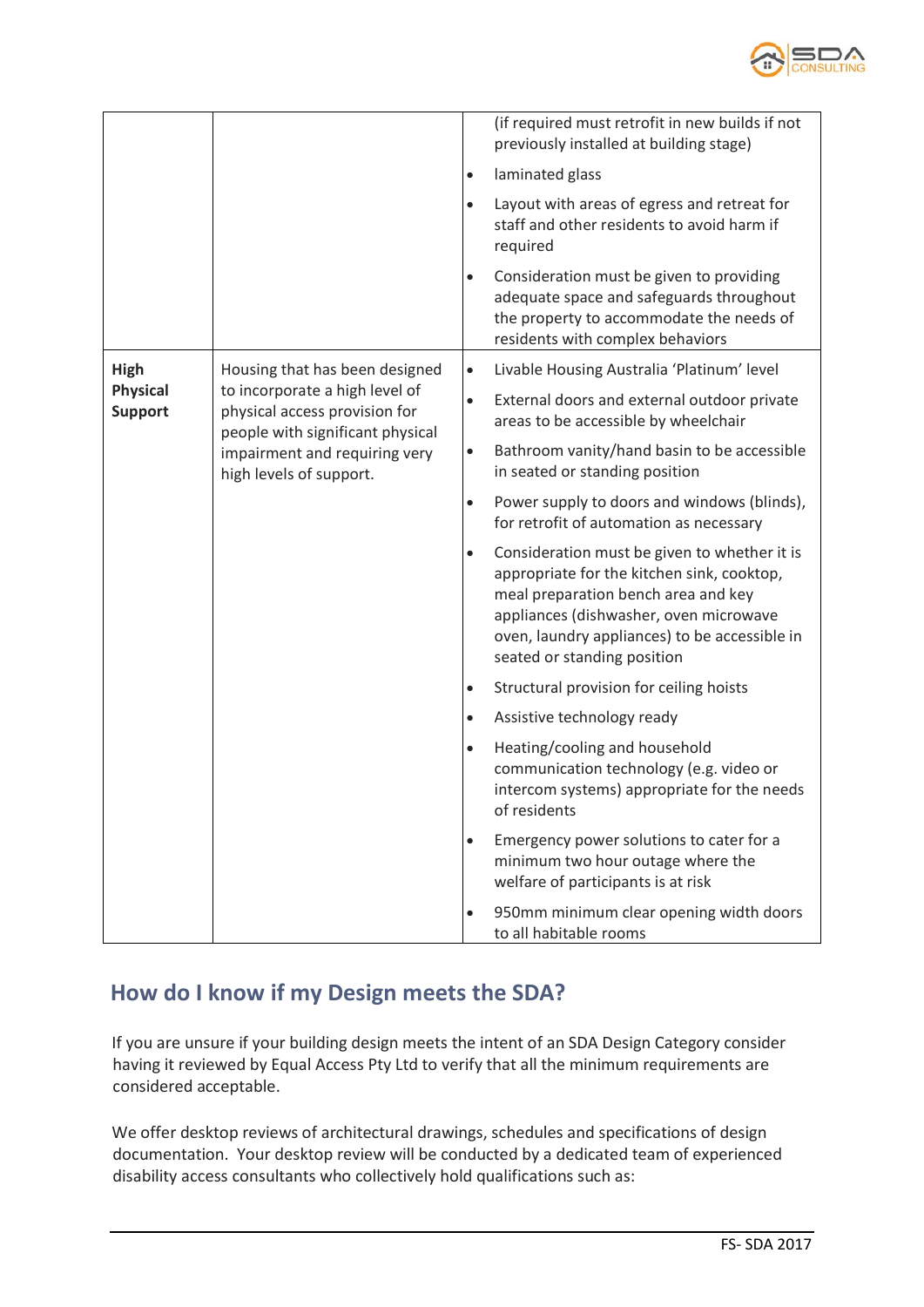| | | |
|---|---|---|
| | | (if required must retrofit in new builds if not previously installed at building stage)<br>• laminated glass<br>• Layout with areas of egress and retreat for staff and other residents to avoid harm if required<br>• Consideration must be given to providing adequate space and safeguards throughout the property to accommodate the needs of residents with complex behaviors |
| **High Physical Support** | Housing that has been designed to incorporate a high level of physical access provision for people with significant physical impairment and requiring very high levels of support. | • Livable Housing Australia 'Platinum' level<br>• External doors and external outdoor private areas to be accessible by wheelchair<br>• Bathroom vanity/hand basin to be accessible in seated or standing position<br>• Power supply to doors and windows (blinds), for retrofit of automation as necessary<br>• Consideration must be given to whether it is appropriate for the kitchen sink, cooktop, meal preparation bench area and key appliances (dishwasher, oven microwave oven, laundry appliances) to be accessible in seated or standing position<br>• Structural provision for ceiling hoists<br>• Assistive technology ready<br>• Heating/cooling and household communication technology (e.g. video or intercom systems) appropriate for the needs of residents<br>• Emergency power solutions to cater for a minimum two hour outage where the welfare of participants is at risk<br>• 950mm minimum clear opening width doors to all habitable rooms |

## How do I know if my Design meets the SDA?

If you are unsure if your building design meets the intent of an SDA Design Category consider having it reviewed by Equal Access Pty Ltd to verify that all the minimum requirements are considered acceptable.

We offer desktop reviews of architectural drawings, schedules and specifications of design documentation. Your desktop review will be conducted by a dedicated team of experienced disability access consultants who collectively hold qualifications such as: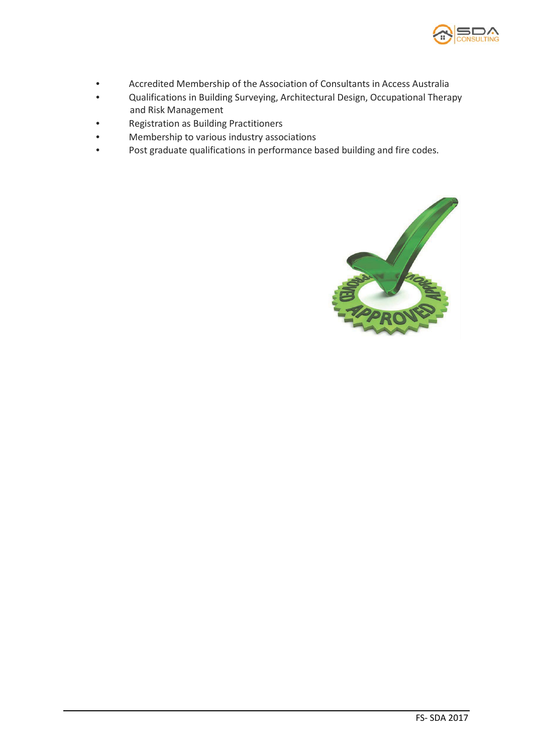- Accredited Membership of the Association of Consultants in Access Australia
- Qualifications in Building Surveying, Architectural Design, Occupational Therapy and Risk Management
- Registration as Building Practitioners
- Membership to various industry associations
- Post graduate qualifications in performance based building and fire codes.